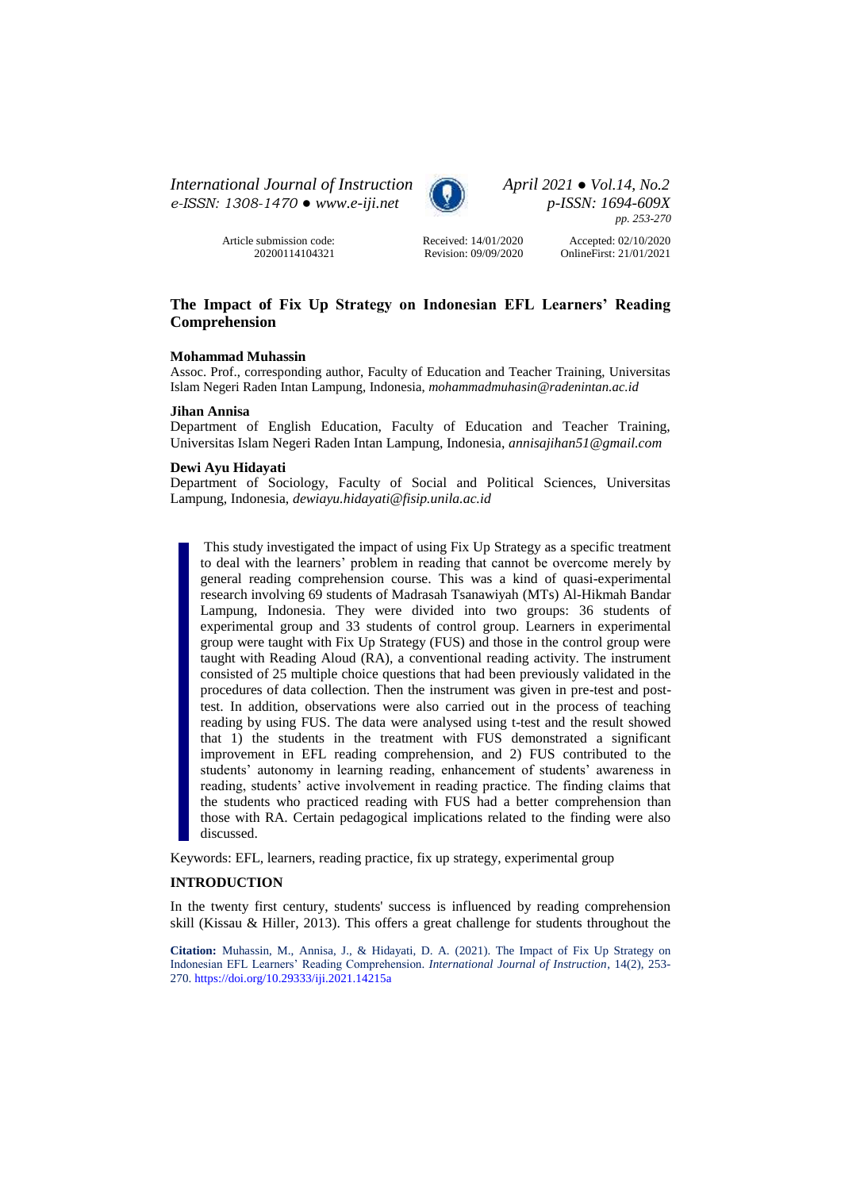*International Journal of Instruction*
*e-ISSN: 1308-1470 ● www.e-iji.net*

*April 2021 ● Vol.14, No.2*
*p-ISSN: 1694-609X*
*pp. 253-270*

Article submission code: 20200114104321

Received: 14/01/2020
Revision: 09/09/2020

Accepted: 02/10/2020
OnlineFirst: 21/01/2021

# The Impact of Fix Up Strategy on Indonesian EFL Learners' Reading Comprehension

**Mohammad Muhassin**
Assoc. Prof., corresponding author, Faculty of Education and Teacher Training, Universitas Islam Negeri Raden Intan Lampung, Indonesia, *mohammadmuhasin@radenintan.ac.id*

**Jihan Annisa**
Department of English Education, Faculty of Education and Teacher Training, Universitas Islam Negeri Raden Intan Lampung, Indonesia, *annisajihan51@gmail.com*

**Dewi Ayu Hidayati**
Department of Sociology, Faculty of Social and Political Sciences, Universitas Lampung, Indonesia, *dewiayu.hidayati@fisip.unila.ac.id*

This study investigated the impact of using Fix Up Strategy as a specific treatment to deal with the learners' problem in reading that cannot be overcome merely by general reading comprehension course. This was a kind of quasi-experimental research involving 69 students of Madrasah Tsanawiyah (MTs) Al-Hikmah Bandar Lampung, Indonesia. They were divided into two groups: 36 students of experimental group and 33 students of control group. Learners in experimental group were taught with Fix Up Strategy (FUS) and those in the control group were taught with Reading Aloud (RA), a conventional reading activity. The instrument consisted of 25 multiple choice questions that had been previously validated in the procedures of data collection. Then the instrument was given in pre-test and post-test. In addition, observations were also carried out in the process of teaching reading by using FUS. The data were analysed using t-test and the result showed that 1) the students in the treatment with FUS demonstrated a significant improvement in EFL reading comprehension, and 2) FUS contributed to the students' autonomy in learning reading, enhancement of students' awareness in reading, students' active involvement in reading practice. The finding claims that the students who practiced reading with FUS had a better comprehension than those with RA. Certain pedagogical implications related to the finding were also discussed.

Keywords: EFL, learners, reading practice, fix up strategy, experimental group

## INTRODUCTION

In the twenty first century, students' success is influenced by reading comprehension skill (Kissau & Hiller, 2013). This offers a great challenge for students throughout the

**Citation:** Muhassin, M., Annisa, J., & Hidayati, D. A. (2021). The Impact of Fix Up Strategy on Indonesian EFL Learners' Reading Comprehension. *International Journal of Instruction*, 14(2), 253-270. https://doi.org/10.29333/iji.2021.14215a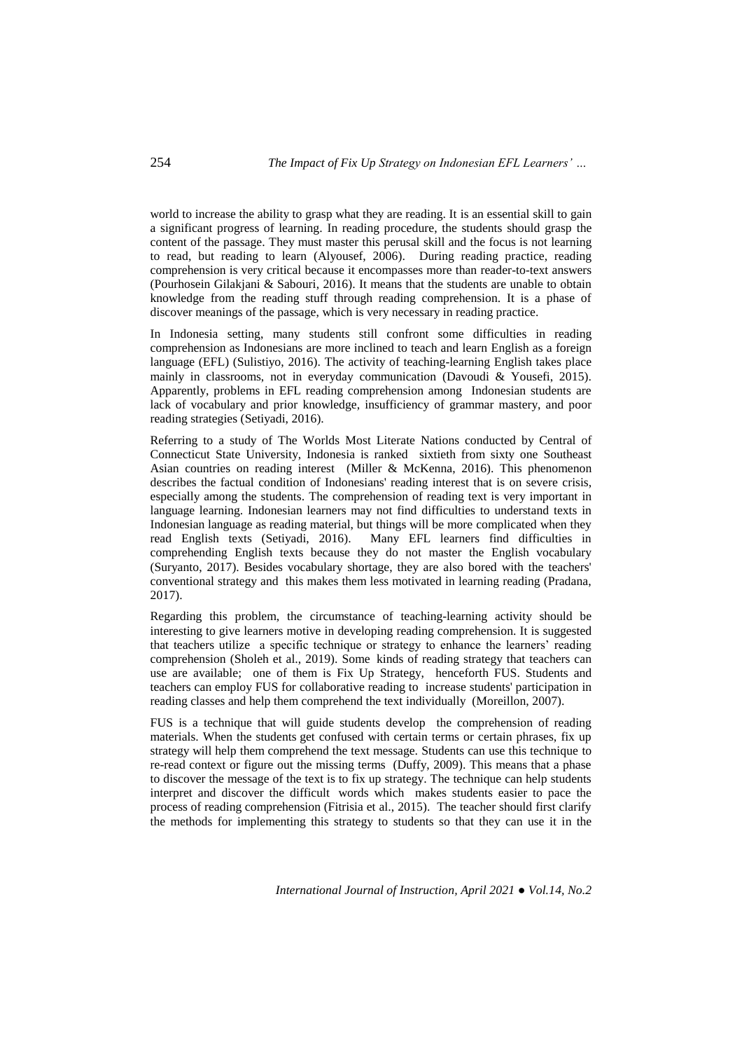world to increase the ability to grasp what they are reading. It is an essential skill to gain a significant progress of learning. In reading procedure, the students should grasp the content of the passage. They must master this perusal skill and the focus is not learning to read, but reading to learn (Alyousef, 2006). During reading practice, reading comprehension is very critical because it encompasses more than reader-to-text answers (Pourhosein Gilakjani & Sabouri, 2016). It means that the students are unable to obtain knowledge from the reading stuff through reading comprehension. It is a phase of discover meanings of the passage, which is very necessary in reading practice.

In Indonesia setting, many students still confront some difficulties in reading comprehension as Indonesians are more inclined to teach and learn English as a foreign language (EFL) (Sulistiyo, 2016). The activity of teaching-learning English takes place mainly in classrooms, not in everyday communication (Davoudi & Yousefi, 2015). Apparently, problems in EFL reading comprehension among Indonesian students are lack of vocabulary and prior knowledge, insufficiency of grammar mastery, and poor reading strategies (Setiyadi, 2016).

Referring to a study of The Worlds Most Literate Nations conducted by Central of Connecticut State University, Indonesia is ranked sixtieth from sixty one Southeast Asian countries on reading interest (Miller & McKenna, 2016). This phenomenon describes the factual condition of Indonesians' reading interest that is on severe crisis, especially among the students. The comprehension of reading text is very important in language learning. Indonesian learners may not find difficulties to understand texts in Indonesian language as reading material, but things will be more complicated when they read English texts (Setiyadi, 2016). Many EFL learners find difficulties in comprehending English texts because they do not master the English vocabulary (Suryanto, 2017). Besides vocabulary shortage, they are also bored with the teachers' conventional strategy and this makes them less motivated in learning reading (Pradana, 2017).

Regarding this problem, the circumstance of teaching-learning activity should be interesting to give learners motive in developing reading comprehension. It is suggested that teachers utilize a specific technique or strategy to enhance the learners' reading comprehension (Sholeh et al., 2019). Some kinds of reading strategy that teachers can use are available; one of them is Fix Up Strategy, henceforth FUS. Students and teachers can employ FUS for collaborative reading to increase students' participation in reading classes and help them comprehend the text individually (Moreillon, 2007).

FUS is a technique that will guide students develop the comprehension of reading materials. When the students get confused with certain terms or certain phrases, fix up strategy will help them comprehend the text message. Students can use this technique to re-read context or figure out the missing terms (Duffy, 2009). This means that a phase to discover the message of the text is to fix up strategy. The technique can help students interpret and discover the difficult words which makes students easier to pace the process of reading comprehension (Fitrisia et al., 2015). The teacher should first clarify the methods for implementing this strategy to students so that they can use it in the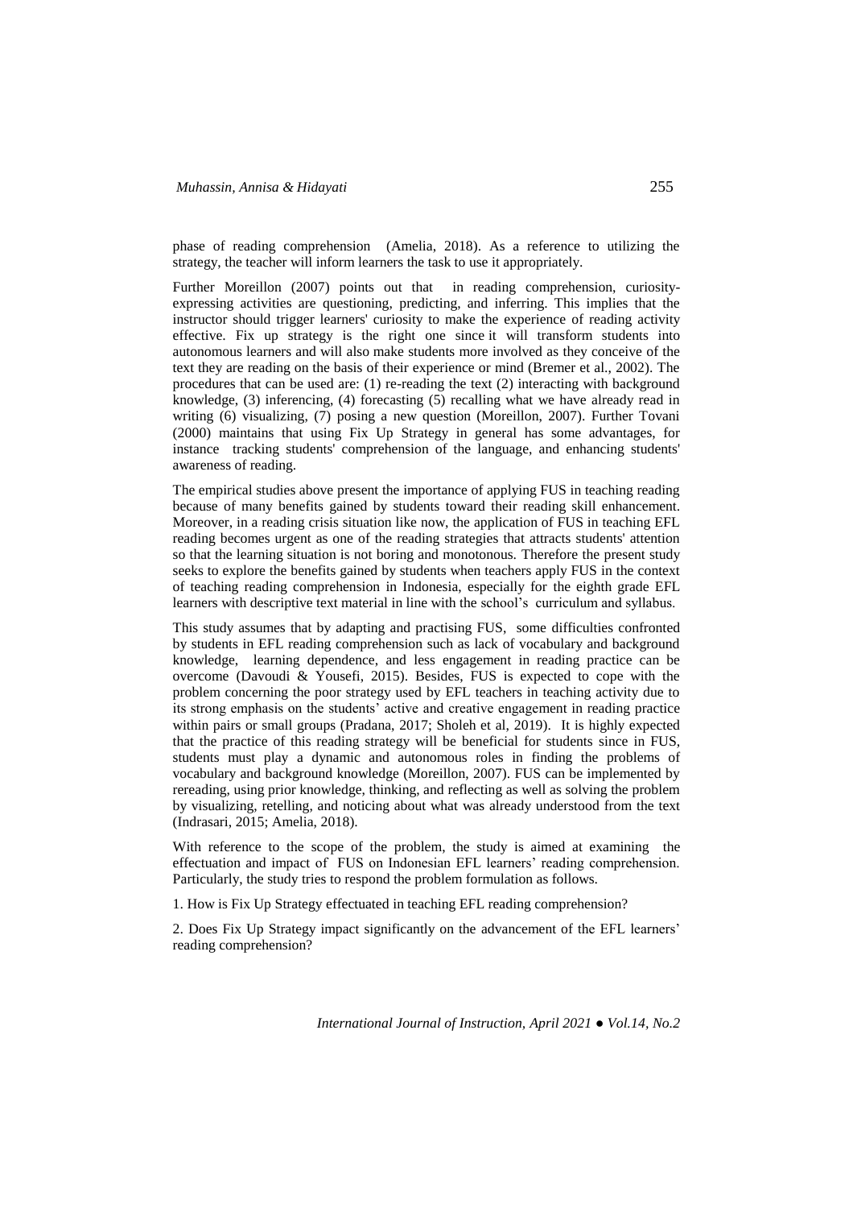phase of reading comprehension (Amelia, 2018). As a reference to utilizing the strategy, the teacher will inform learners the task to use it appropriately.

Further Moreillon (2007) points out that in reading comprehension, curiosity-expressing activities are questioning, predicting, and inferring. This implies that the instructor should trigger learners' curiosity to make the experience of reading activity effective. Fix up strategy is the right one since it will transform students into autonomous learners and will also make students more involved as they conceive of the text they are reading on the basis of their experience or mind (Bremer et al., 2002). The procedures that can be used are: (1) re-reading the text (2) interacting with background knowledge, (3) inferencing, (4) forecasting (5) recalling what we have already read in writing (6) visualizing, (7) posing a new question (Moreillon, 2007). Further Tovani (2000) maintains that using Fix Up Strategy in general has some advantages, for instance tracking students' comprehension of the language, and enhancing students' awareness of reading.

The empirical studies above present the importance of applying FUS in teaching reading because of many benefits gained by students toward their reading skill enhancement. Moreover, in a reading crisis situation like now, the application of FUS in teaching EFL reading becomes urgent as one of the reading strategies that attracts students' attention so that the learning situation is not boring and monotonous. Therefore the present study seeks to explore the benefits gained by students when teachers apply FUS in the context of teaching reading comprehension in Indonesia, especially for the eighth grade EFL learners with descriptive text material in line with the school's curriculum and syllabus.

This study assumes that by adapting and practising FUS, some difficulties confronted by students in EFL reading comprehension such as lack of vocabulary and background knowledge, learning dependence, and less engagement in reading practice can be overcome (Davoudi & Yousefi, 2015). Besides, FUS is expected to cope with the problem concerning the poor strategy used by EFL teachers in teaching activity due to its strong emphasis on the students' active and creative engagement in reading practice within pairs or small groups (Pradana, 2017; Sholeh et al, 2019). It is highly expected that the practice of this reading strategy will be beneficial for students since in FUS, students must play a dynamic and autonomous roles in finding the problems of vocabulary and background knowledge (Moreillon, 2007). FUS can be implemented by rereading, using prior knowledge, thinking, and reflecting as well as solving the problem by visualizing, retelling, and noticing about what was already understood from the text (Indrasari, 2015; Amelia, 2018).

With reference to the scope of the problem, the study is aimed at examining the effectuation and impact of FUS on Indonesian EFL learners' reading comprehension. Particularly, the study tries to respond the problem formulation as follows.

1. How is Fix Up Strategy effectuated in teaching EFL reading comprehension?

2. Does Fix Up Strategy impact significantly on the advancement of the EFL learners' reading comprehension?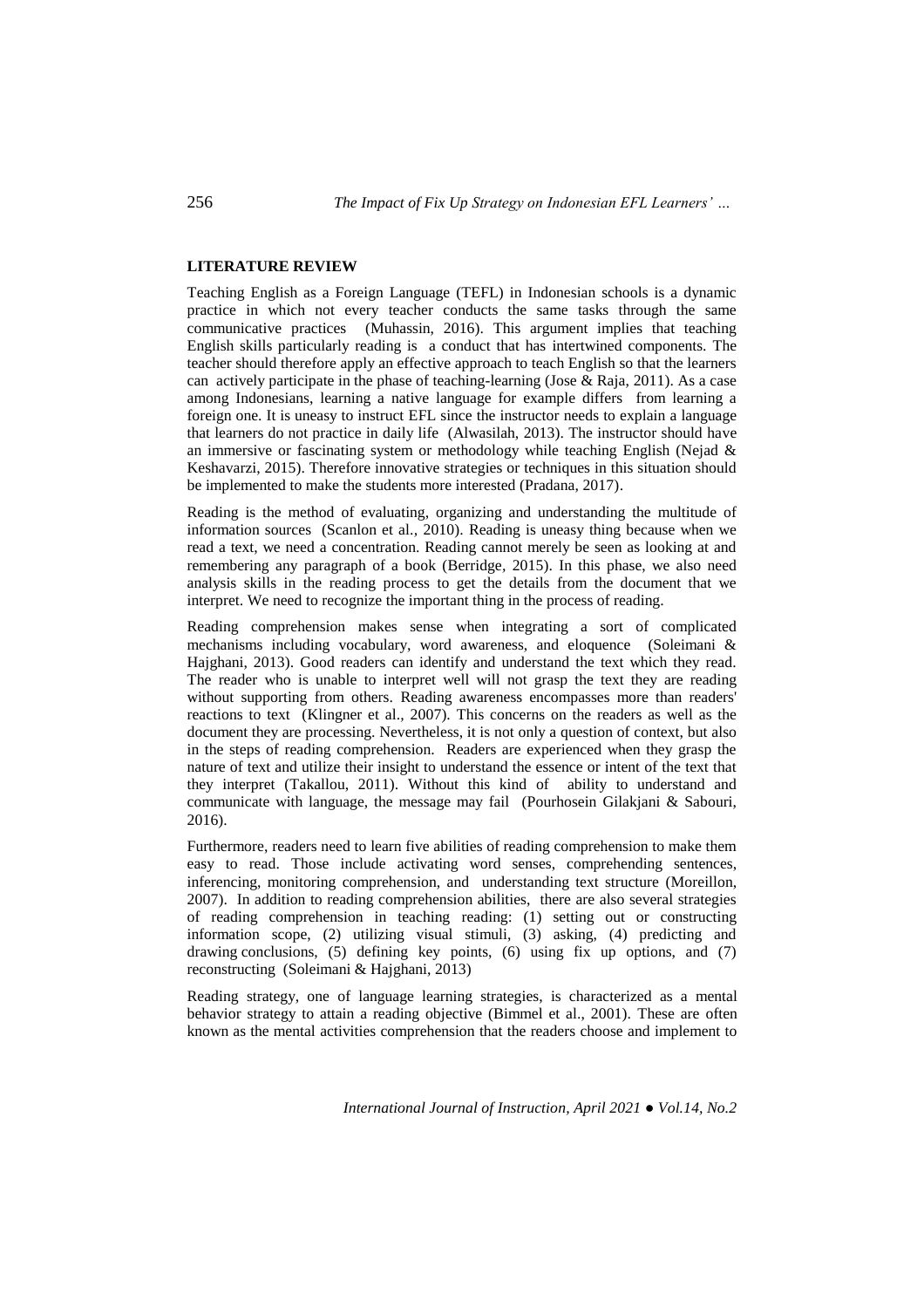**LITERATURE REVIEW**

Teaching English as a Foreign Language (TEFL) in Indonesian schools is a dynamic practice in which not every teacher conducts the same tasks through the same communicative practices (Muhassin, 2016). This argument implies that teaching English skills particularly reading is a conduct that has intertwined components. The teacher should therefore apply an effective approach to teach English so that the learners can actively participate in the phase of teaching-learning (Jose & Raja, 2011). As a case among Indonesians, learning a native language for example differs from learning a foreign one. It is uneasy to instruct EFL since the instructor needs to explain a language that learners do not practice in daily life (Alwasilah, 2013). The instructor should have an immersive or fascinating system or methodology while teaching English (Nejad & Keshavarzi, 2015). Therefore innovative strategies or techniques in this situation should be implemented to make the students more interested (Pradana, 2017).

Reading is the method of evaluating, organizing and understanding the multitude of information sources (Scanlon et al., 2010). Reading is uneasy thing because when we read a text, we need a concentration. Reading cannot merely be seen as looking at and remembering any paragraph of a book (Berridge, 2015). In this phase, we also need analysis skills in the reading process to get the details from the document that we interpret. We need to recognize the important thing in the process of reading.

Reading comprehension makes sense when integrating a sort of complicated mechanisms including vocabulary, word awareness, and eloquence (Soleimani & Hajghani, 2013). Good readers can identify and understand the text which they read. The reader who is unable to interpret well will not grasp the text they are reading without supporting from others. Reading awareness encompasses more than readers' reactions to text (Klingner et al., 2007). This concerns on the readers as well as the document they are processing. Nevertheless, it is not only a question of context, but also in the steps of reading comprehension. Readers are experienced when they grasp the nature of text and utilize their insight to understand the essence or intent of the text that they interpret (Takallou, 2011). Without this kind of ability to understand and communicate with language, the message may fail (Pourhosein Gilakjani & Sabouri, 2016).

Furthermore, readers need to learn five abilities of reading comprehension to make them easy to read. Those include activating word senses, comprehending sentences, inferencing, monitoring comprehension, and understanding text structure (Moreillon, 2007). In addition to reading comprehension abilities, there are also several strategies of reading comprehension in teaching reading: (1) setting out or constructing information scope, (2) utilizing visual stimuli, (3) asking, (4) predicting and drawing conclusions, (5) defining key points, (6) using fix up options, and (7) reconstructing (Soleimani & Hajghani, 2013)

Reading strategy, one of language learning strategies, is characterized as a mental behavior strategy to attain a reading objective (Bimmel et al., 2001). These are often known as the mental activities comprehension that the readers choose and implement to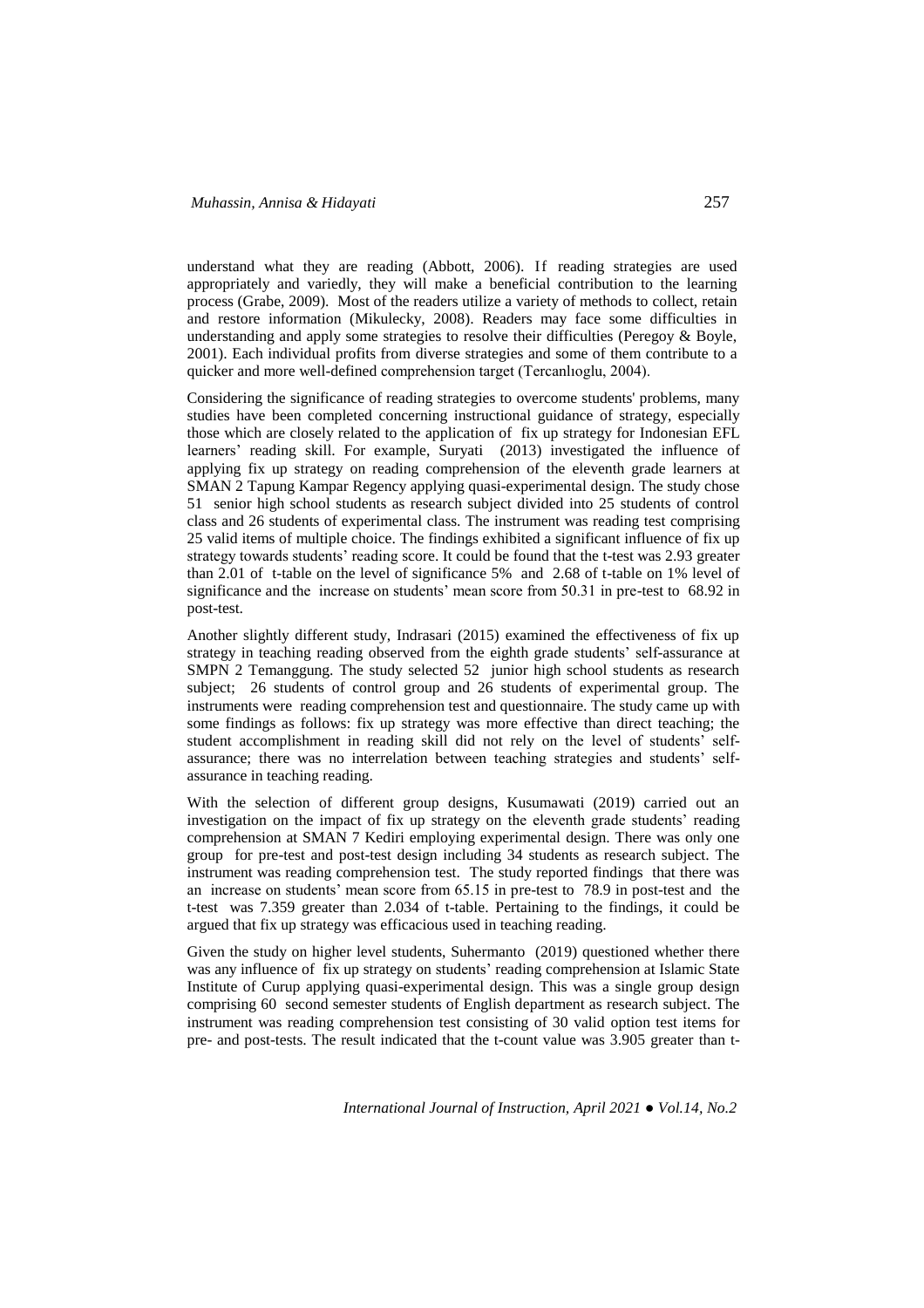understand what they are reading (Abbott, 2006). If reading strategies are used appropriately and variedly, they will make a beneficial contribution to the learning process (Grabe, 2009). Most of the readers utilize a variety of methods to collect, retain and restore information (Mikulecky, 2008). Readers may face some difficulties in understanding and apply some strategies to resolve their difficulties (Peregoy & Boyle, 2001). Each individual profits from diverse strategies and some of them contribute to a quicker and more well-defined comprehension target (Tercanlıoglu, 2004).

Considering the significance of reading strategies to overcome students' problems, many studies have been completed concerning instructional guidance of strategy, especially those which are closely related to the application of fix up strategy for Indonesian EFL learners' reading skill. For example, Suryati (2013) investigated the influence of applying fix up strategy on reading comprehension of the eleventh grade learners at SMAN 2 Tapung Kampar Regency applying quasi-experimental design. The study chose 51 senior high school students as research subject divided into 25 students of control class and 26 students of experimental class. The instrument was reading test comprising 25 valid items of multiple choice. The findings exhibited a significant influence of fix up strategy towards students' reading score. It could be found that the t-test was 2.93 greater than 2.01 of t-table on the level of significance 5% and 2.68 of t-table on 1% level of significance and the increase on students' mean score from 50.31 in pre-test to 68.92 in post-test.

Another slightly different study, Indrasari (2015) examined the effectiveness of fix up strategy in teaching reading observed from the eighth grade students' self-assurance at SMPN 2 Temanggung. The study selected 52 junior high school students as research subject; 26 students of control group and 26 students of experimental group. The instruments were reading comprehension test and questionnaire. The study came up with some findings as follows: fix up strategy was more effective than direct teaching; the student accomplishment in reading skill did not rely on the level of students' self-assurance; there was no interrelation between teaching strategies and students' self-assurance in teaching reading.

With the selection of different group designs, Kusumawati (2019) carried out an investigation on the impact of fix up strategy on the eleventh grade students' reading comprehension at SMAN 7 Kediri employing experimental design. There was only one group for pre-test and post-test design including 34 students as research subject. The instrument was reading comprehension test. The study reported findings that there was an increase on students' mean score from 65.15 in pre-test to 78.9 in post-test and the t-test was 7.359 greater than 2.034 of t-table. Pertaining to the findings, it could be argued that fix up strategy was efficacious used in teaching reading.

Given the study on higher level students, Suhermanto (2019) questioned whether there was any influence of fix up strategy on students' reading comprehension at Islamic State Institute of Curup applying quasi-experimental design. This was a single group design comprising 60 second semester students of English department as research subject. The instrument was reading comprehension test consisting of 30 valid option test items for pre- and post-tests. The result indicated that the t-count value was 3.905 greater than t-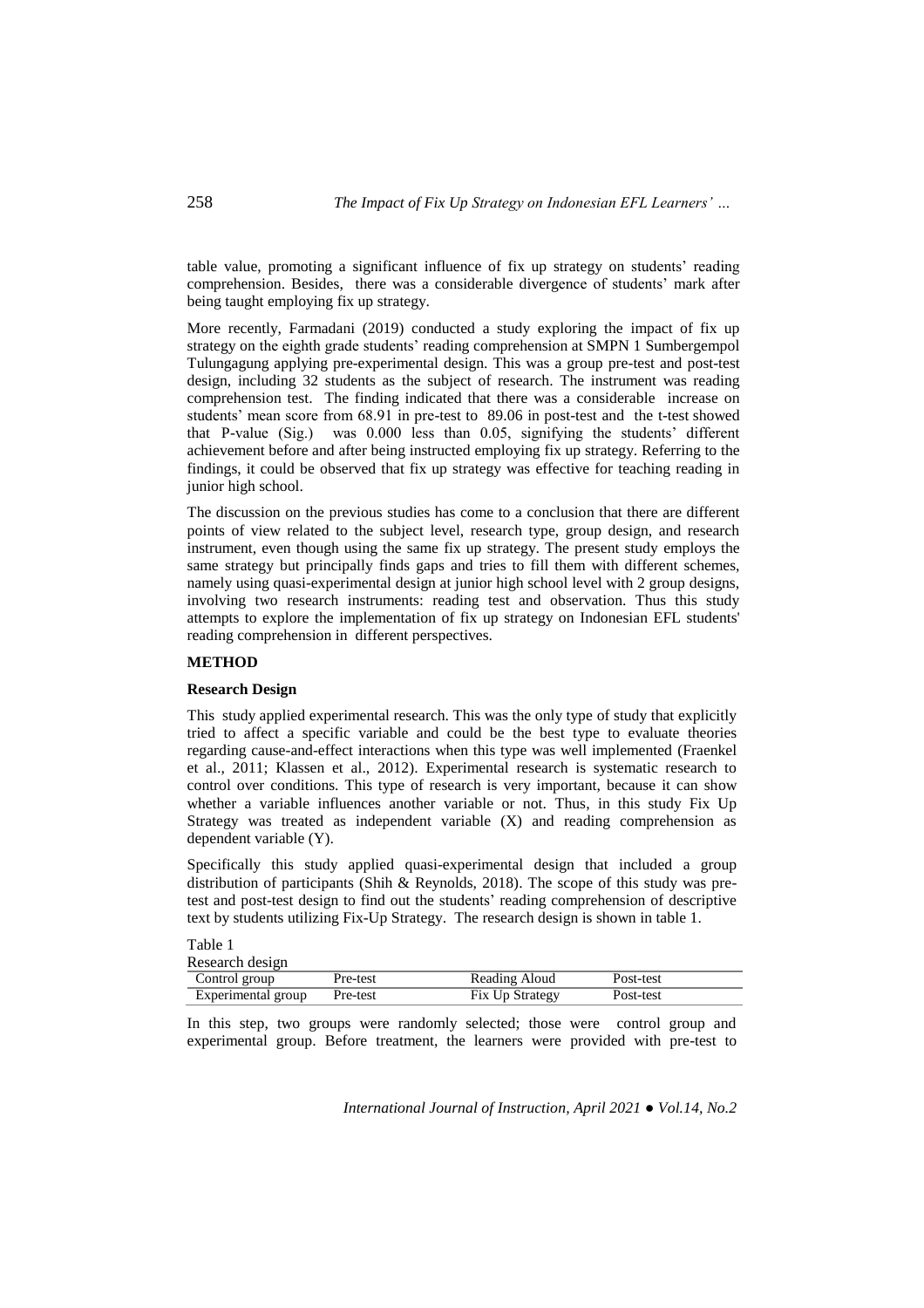table value, promoting a significant influence of fix up strategy on students' reading comprehension. Besides, there was a considerable divergence of students' mark after being taught employing fix up strategy.

More recently, Farmadani (2019) conducted a study exploring the impact of fix up strategy on the eighth grade students' reading comprehension at SMPN 1 Sumbergempol Tulungagung applying pre-experimental design. This was a group pre-test and post-test design, including 32 students as the subject of research. The instrument was reading comprehension test. The finding indicated that there was a considerable increase on students' mean score from 68.91 in pre-test to 89.06 in post-test and the t-test showed that P-value (Sig.) was 0.000 less than 0.05, signifying the students' different achievement before and after being instructed employing fix up strategy. Referring to the findings, it could be observed that fix up strategy was effective for teaching reading in junior high school.

The discussion on the previous studies has come to a conclusion that there are different points of view related to the subject level, research type, group design, and research instrument, even though using the same fix up strategy. The present study employs the same strategy but principally finds gaps and tries to fill them with different schemes, namely using quasi-experimental design at junior high school level with 2 group designs, involving two research instruments: reading test and observation. Thus this study attempts to explore the implementation of fix up strategy on Indonesian EFL students' reading comprehension in different perspectives.

## METHOD

### Research Design

This study applied experimental research. This was the only type of study that explicitly tried to affect a specific variable and could be the best type to evaluate theories regarding cause-and-effect interactions when this type was well implemented (Fraenkel et al., 2011; Klassen et al., 2012). Experimental research is systematic research to control over conditions. This type of research is very important, because it can show whether a variable influences another variable or not. Thus, in this study Fix Up Strategy was treated as independent variable (X) and reading comprehension as dependent variable (Y).

Specifically this study applied quasi-experimental design that included a group distribution of participants (Shih & Reynolds, 2018). The scope of this study was pre-test and post-test design to find out the students' reading comprehension of descriptive text by students utilizing Fix-Up Strategy. The research design is shown in table 1.

Table 1
Research design

| | | | |
|---|---|---|---|
| Control group | Pre-test | Reading Aloud | Post-test |
| Experimental group | Pre-test | Fix Up Strategy | Post-test |

In this step, two groups were randomly selected; those were control group and experimental group. Before treatment, the learners were provided with pre-test to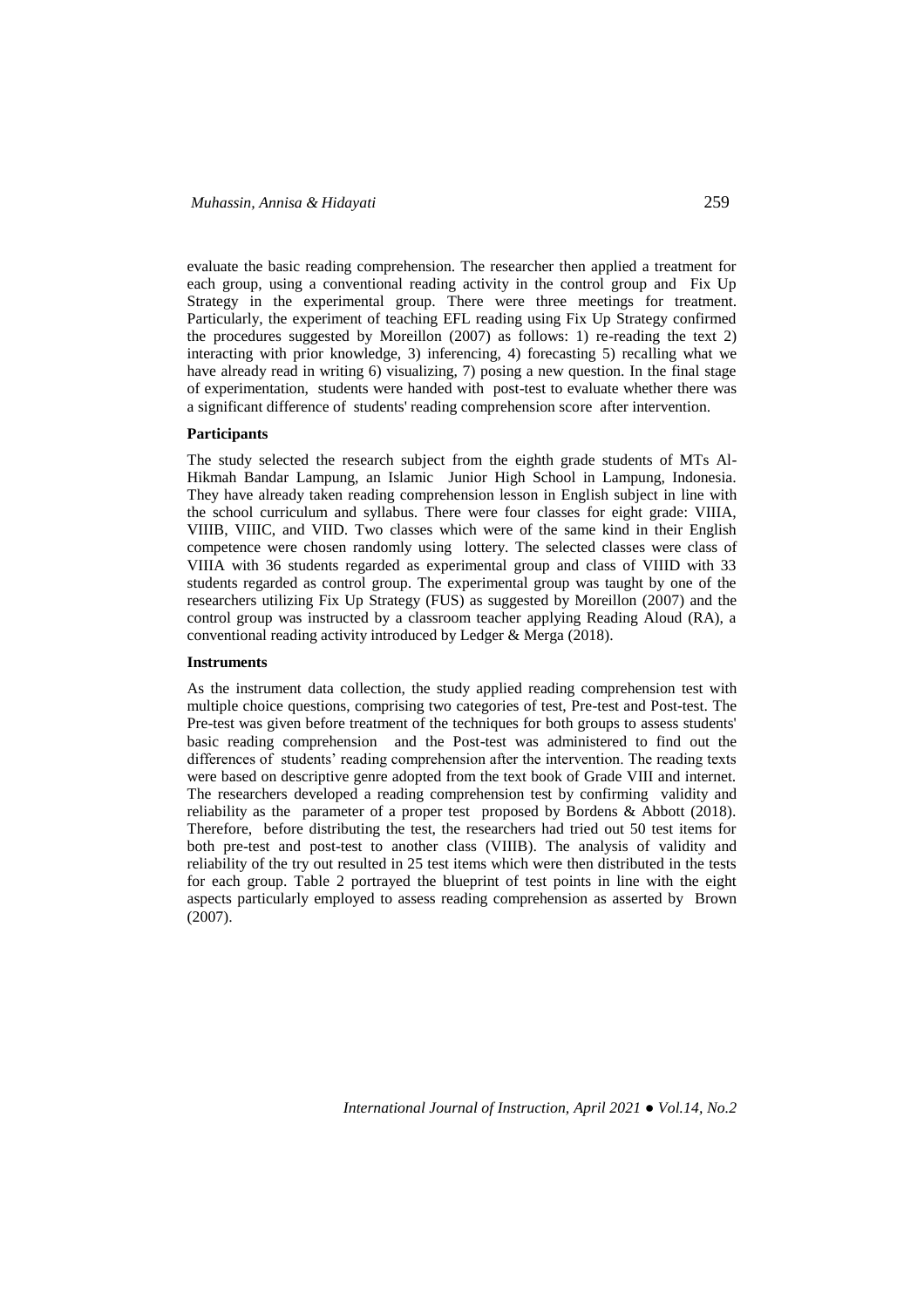evaluate the basic reading comprehension. The researcher then applied a treatment for each group, using a conventional reading activity in the control group and Fix Up Strategy in the experimental group. There were three meetings for treatment. Particularly, the experiment of teaching EFL reading using Fix Up Strategy confirmed the procedures suggested by Moreillon (2007) as follows: 1) re-reading the text 2) interacting with prior knowledge, 3) inferencing, 4) forecasting 5) recalling what we have already read in writing 6) visualizing, 7) posing a new question. In the final stage of experimentation, students were handed with post-test to evaluate whether there was a significant difference of students' reading comprehension score after intervention.

**Participants**

The study selected the research subject from the eighth grade students of MTs Al-Hikmah Bandar Lampung, an Islamic Junior High School in Lampung, Indonesia. They have already taken reading comprehension lesson in English subject in line with the school curriculum and syllabus. There were four classes for eight grade: VIIIA, VIIIB, VIIIC, and VIIID. Two classes which were of the same kind in their English competence were chosen randomly using lottery. The selected classes were class of VIIIA with 36 students regarded as experimental group and class of VIIID with 33 students regarded as control group. The experimental group was taught by one of the researchers utilizing Fix Up Strategy (FUS) as suggested by Moreillon (2007) and the control group was instructed by a classroom teacher applying Reading Aloud (RA), a conventional reading activity introduced by Ledger & Merga (2018).

**Instruments**

As the instrument data collection, the study applied reading comprehension test with multiple choice questions, comprising two categories of test, Pre-test and Post-test. The Pre-test was given before treatment of the techniques for both groups to assess students' basic reading comprehension and the Post-test was administered to find out the differences of students' reading comprehension after the intervention. The reading texts were based on descriptive genre adopted from the text book of Grade VIII and internet. The researchers developed a reading comprehension test by confirming validity and reliability as the parameter of a proper test proposed by Bordens & Abbott (2018). Therefore, before distributing the test, the researchers had tried out 50 test items for both pre-test and post-test to another class (VIIIB). The analysis of validity and reliability of the try out resulted in 25 test items which were then distributed in the tests for each group. Table 2 portrayed the blueprint of test points in line with the eight aspects particularly employed to assess reading comprehension as asserted by Brown (2007).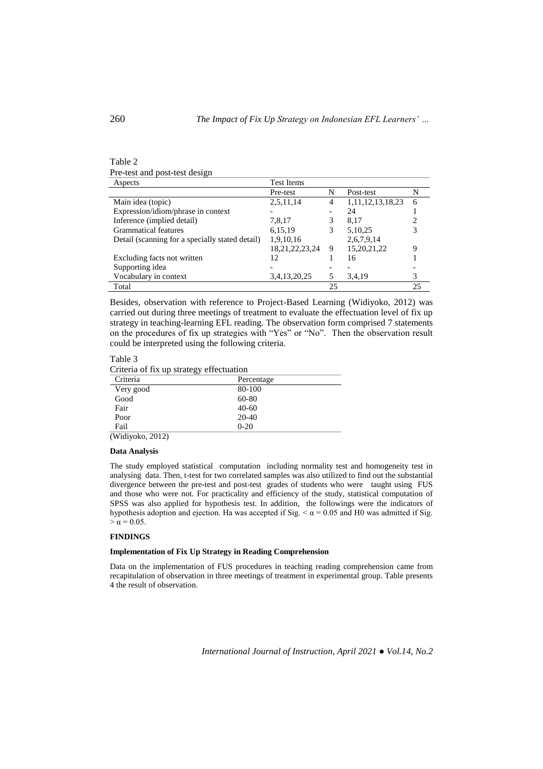Table 2

Pre-test and post-test design

| Aspects | Test Items | | | |
|---|---|---|---|---|
| | Pre-test | N | Post-test | N |
| Main idea (topic) | 2,5,11,14 | 4 | 1,11,12,13,18,23 | 6 |
| Expression/idiom/phrase in context | - | - | 24 | 1 |
| Inference (implied detail) | 7,8,17 | 3 | 8,17 | 2 |
| Grammatical features | 6,15,19 | 3 | 5,10,25 | 3 |
| Detail (scanning for a specially stated detail) | 1,9,10,16 18,21,22,23,24 | 9 | 2,6,7,9,14 15,20,21,22 | 9 |
| Excluding facts not written | 12 | 1 | 16 | 1 |
| Supporting idea | - | - | - | - |
| Vocabulary in context | 3,4,13,20,25 | 5 | 3,4,19 | 3 |
| Total | | 25 | | 25 |

Besides, observation with reference to Project-Based Learning (Widiyoko, 2012) was carried out during three meetings of treatment to evaluate the effectuation level of fix up strategy in teaching-learning EFL reading. The observation form comprised 7 statements on the procedures of fix up strategies with "Yes" or "No". Then the observation result could be interpreted using the following criteria.

Table 3

Criteria of fix up strategy effectuation

| Criteria | Percentage |
|---|---|
| Very good | 80-100 |
| Good | 60-80 |
| Fair | 40-60 |
| Poor | 20-40 |
| Fail | 0-20 |

(Widiyoko, 2012)

**Data Analysis**

The study employed statistical computation including normality test and homogeneity test in analysing data. Then, t-test for two correlated samples was also utilized to find out the substantial divergence between the pre-test and post-test grades of students who were taught using FUS and those who were not. For practicality and efficiency of the study, statistical computation of SPSS was also applied for hypothesis test. In addition, the followings were the indicators of hypothesis adoption and ejection. Ha was accepted if Sig. $< \alpha = 0.05$ and H0 was admitted if Sig. $> \alpha = 0.05$.

## FINDINGS

**Implementation of Fix Up Strategy in Reading Comprehension**

Data on the implementation of FUS procedures in teaching reading comprehension came from recapitulation of observation in three meetings of treatment in experimental group. Table presents 4 the result of observation.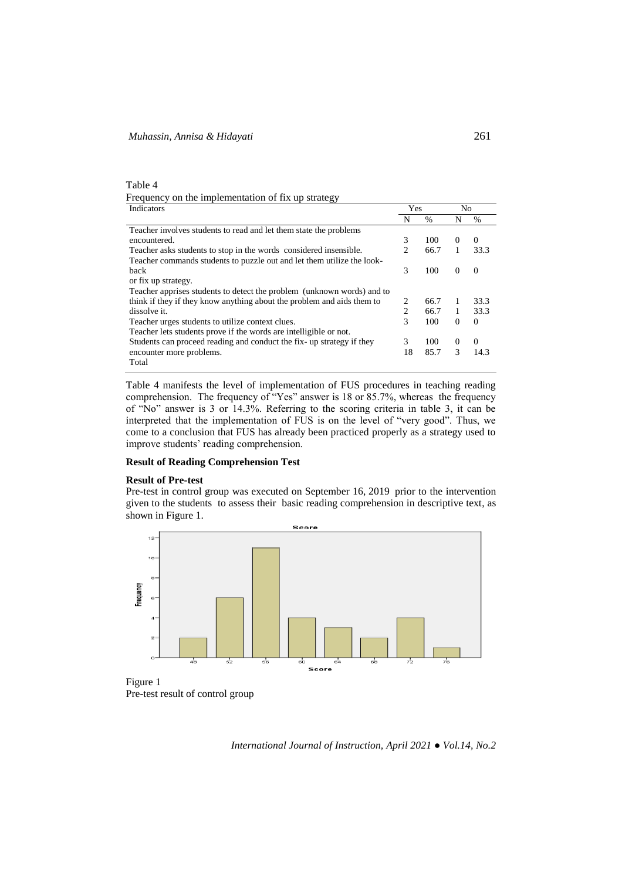Table 4
Frequency on the implementation of fix up strategy

| Indicators | Yes | | No | |
|---|---|---|---|---|
| | N | % | N | % |
| Teacher involves students to read and let them state the problems encountered. | 3 | 100 | 0 | 0 |
| Teacher asks students to stop in the words considered insensible. | 2 | 66.7 | 1 | 33.3 |
| Teacher commands students to puzzle out and let them utilize the look-back or fix up strategy. | 3 | 100 | 0 | 0 |
| Teacher apprises students to detect the problem (unknown words) and to think if they if they know anything about the problem and aids them to dissolve it. | 2 | 66.7 | 1 | 33.3 |
| Teacher urges students to utilize context clues. | 2 | 66.7 | 1 | 33.3 |
| Teacher lets students prove if the words are intelligible or not. | 3 | 100 | 0 | 0 |
| Students can proceed reading and conduct the fix- up strategy if they encounter more problems. | 3 | 100 | 0 | 0 |
| Total | 18 | 85.7 | 3 | 14.3 |

Table 4 manifests the level of implementation of FUS procedures in teaching reading comprehension. The frequency of "Yes" answer is 18 or 85.7%, whereas the frequency of "No" answer is 3 or 14.3%. Referring to the scoring criteria in table 3, it can be interpreted that the implementation of FUS is on the level of "very good". Thus, we come to a conclusion that FUS has already been practiced properly as a strategy used to improve students' reading comprehension.

**Result of Reading Comprehension Test**

**Result of Pre-test**

Pre-test in control group was executed on September 16, 2019 prior to the intervention given to the students to assess their basic reading comprehension in descriptive text, as shown in Figure 1.

Figure 1
Pre-test result of control group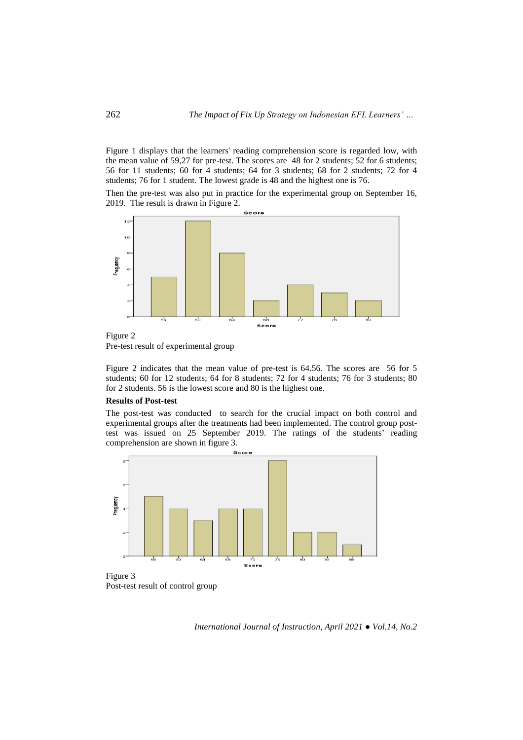Figure 1 displays that the learners' reading comprehension score is regarded low, with the mean value of 59,27 for pre-test. The scores are 48 for 2 students; 52 for 6 students; 56 for 11 students; 60 for 4 students; 64 for 3 students; 68 for 2 students; 72 for 4 students; 76 for 1 student. The lowest grade is 48 and the highest one is 76.

Then the pre-test was also put in practice for the experimental group on September 16, 2019. The result is drawn in Figure 2.

Figure 2
Pre-test result of experimental group

Figure 2 indicates that the mean value of pre-test is 64.56. The scores are 56 for 5 students; 60 for 12 students; 64 for 8 students; 72 for 4 students; 76 for 3 students; 80 for 2 students. 56 is the lowest score and 80 is the highest one.

**Results of Post-test**

The post-test was conducted to search for the crucial impact on both control and experimental groups after the treatments had been implemented. The control group post-test was issued on 25 September 2019. The ratings of the students' reading comprehension are shown in figure 3.

Figure 3
Post-test result of control group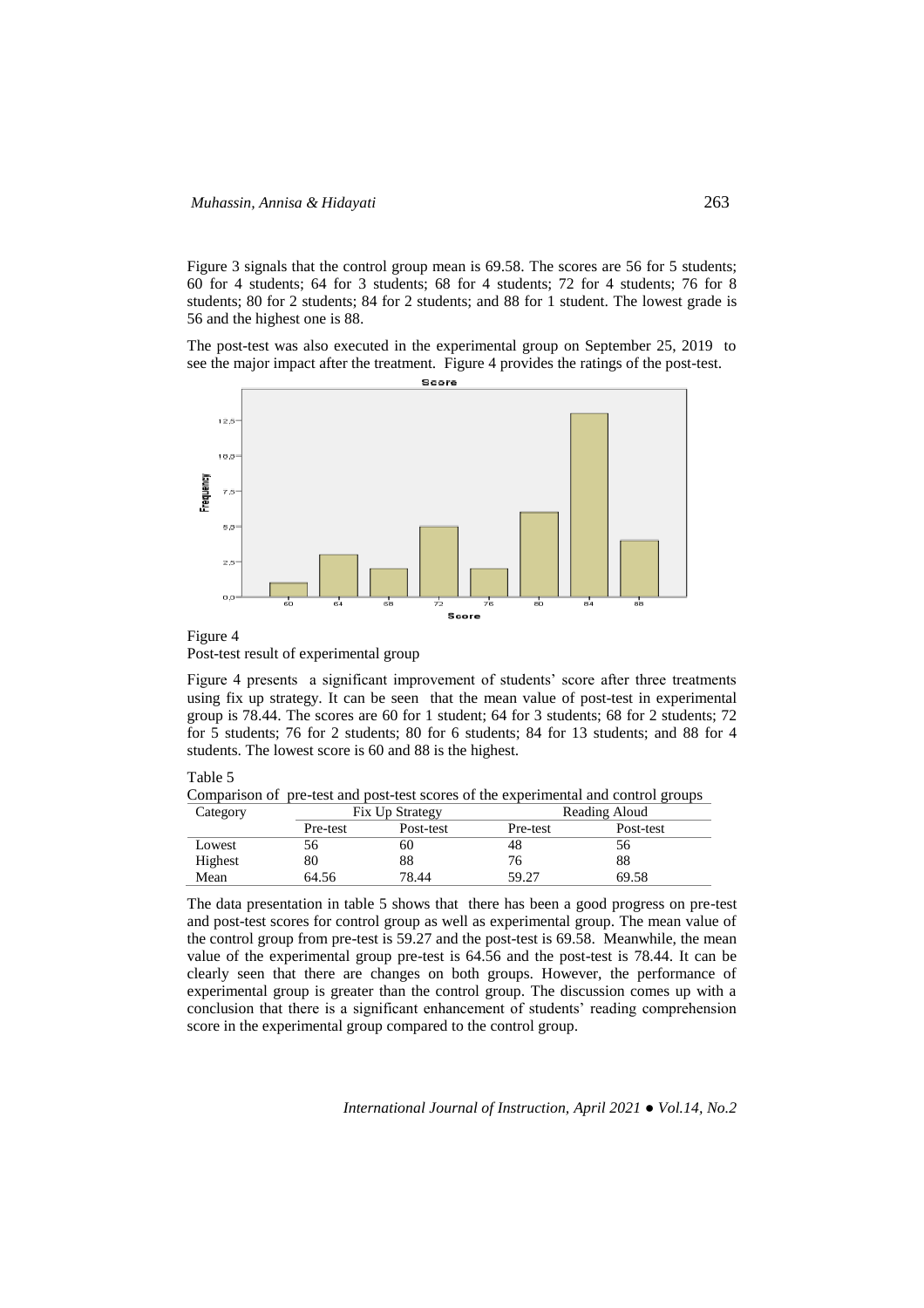Figure 3 signals that the control group mean is 69.58. The scores are 56 for 5 students; 60 for 4 students; 64 for 3 students; 68 for 4 students; 72 for 4 students; 76 for 8 students; 80 for 2 students; 84 for 2 students; and 88 for 1 student. The lowest grade is 56 and the highest one is 88.

The post-test was also executed in the experimental group on September 25, 2019 to see the major impact after the treatment. Figure 4 provides the ratings of the post-test.

Figure 4
Post-test result of experimental group

Figure 4 presents a significant improvement of students' score after three treatments using fix up strategy. It can be seen that the mean value of post-test in experimental group is 78.44. The scores are 60 for 1 student; 64 for 3 students; 68 for 2 students; 72 for 5 students; 76 for 2 students; 80 for 6 students; 84 for 13 students; and 88 for 4 students. The lowest score is 60 and 88 is the highest.

Table 5
Comparison of pre-test and post-test scores of the experimental and control groups

| Category | Fix Up Strategy | | Reading Aloud | |
|---|---|---|---|---|
| | Pre-test | Post-test | Pre-test | Post-test |
| Lowest | 56 | 60 | 48 | 56 |
| Highest | 80 | 88 | 76 | 88 |
| Mean | 64.56 | 78.44 | 59.27 | 69.58 |

The data presentation in table 5 shows that there has been a good progress on pre-test and post-test scores for control group as well as experimental group. The mean value of the control group from pre-test is 59.27 and the post-test is 69.58. Meanwhile, the mean value of the experimental group pre-test is 64.56 and the post-test is 78.44. It can be clearly seen that there are changes on both groups. However, the performance of experimental group is greater than the control group. The discussion comes up with a conclusion that there is a significant enhancement of students' reading comprehension score in the experimental group compared to the control group.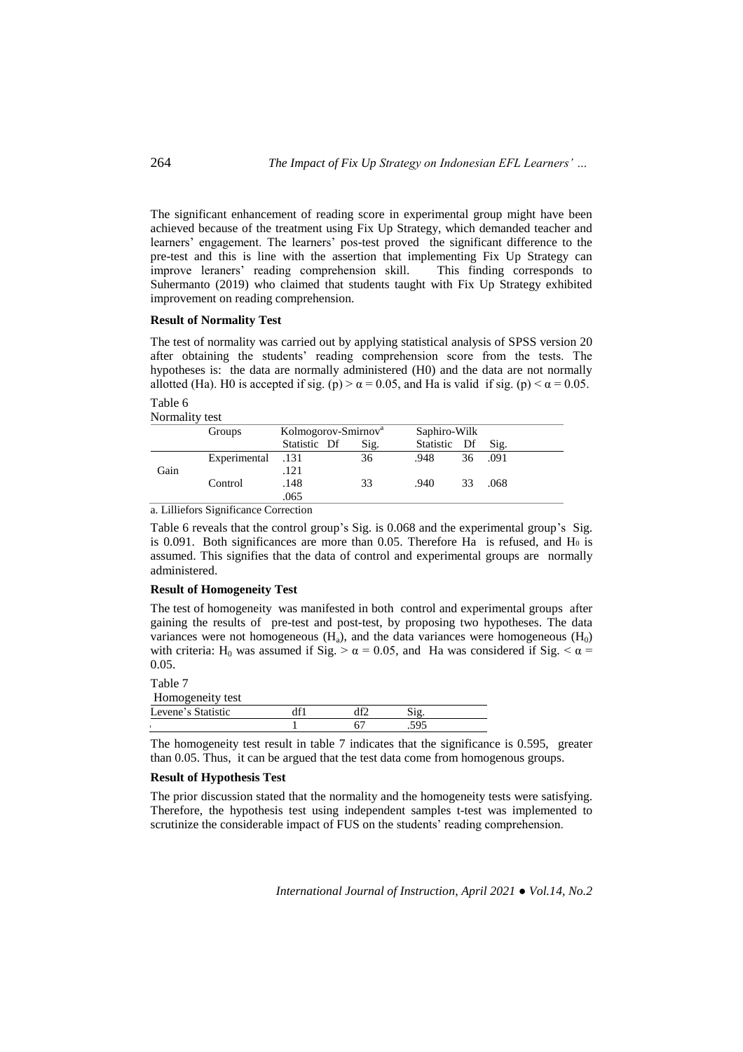The significant enhancement of reading score in experimental group might have been achieved because of the treatment using Fix Up Strategy, which demanded teacher and learners' engagement. The learners' pos-test proved the significant difference to the pre-test and this is line with the assertion that implementing Fix Up Strategy can improve leraners' reading comprehension skill. This finding corresponds to Suhermanto (2019) who claimed that students taught with Fix Up Strategy exhibited improvement on reading comprehension.

**Result of Normality Test**

The test of normality was carried out by applying statistical analysis of SPSS version 20 after obtaining the students' reading comprehension score from the tests. The hypotheses is: the data are normally administered (H0) and the data are not normally allotted (Ha). H0 is accepted if sig. $(p) > \alpha = 0.05$, and Ha is valid if sig. $(p) < \alpha = 0.05$.

Table 6
Normality test

| | Groups | Kolmogorov-Smirnov[a] | | | Saphiro-Wilk | | |
|---|---|---|---|---|---|---|---|
| | | Statistic | Df | Sig. | Statistic | Df | Sig. |
| Gain | Experimental | .131 .121 | | 36 | .948 | 36 | .091 |
| | Control | .148 .065 | | 33 | .940 | 33 | .068 |

a. Lilliefors Significance Correction

Table 6 reveals that the control group's Sig. is 0.068 and the experimental group's Sig. is 0.091. Both significances are more than 0.05. Therefore Ha is refused, and $H_0$ is assumed. This signifies that the data of control and experimental groups are normally administered.

**Result of Homogeneity Test**

The test of homogeneity was manifested in both control and experimental groups after gaining the results of pre-test and post-test, by proposing two hypotheses. The data variances were not homogeneous ($H_a$), and the data variances were homogeneous ($H_0$) with criteria: $H_0$ was assumed if Sig. $> \alpha = 0.05$, and Ha was considered if Sig. $< \alpha = 0.05$.

Table 7
Homogeneity test

| Levene's Statistic | df1 | df2 | Sig. |
|---|---|---|---|
| | 1 | 67 | .595 |

The homogeneity test result in table 7 indicates that the significance is 0.595, greater than 0.05. Thus, it can be argued that the test data come from homogenous groups.

**Result of Hypothesis Test**

The prior discussion stated that the normality and the homogeneity tests were satisfying. Therefore, the hypothesis test using independent samples t-test was implemented to scrutinize the considerable impact of FUS on the students' reading comprehension.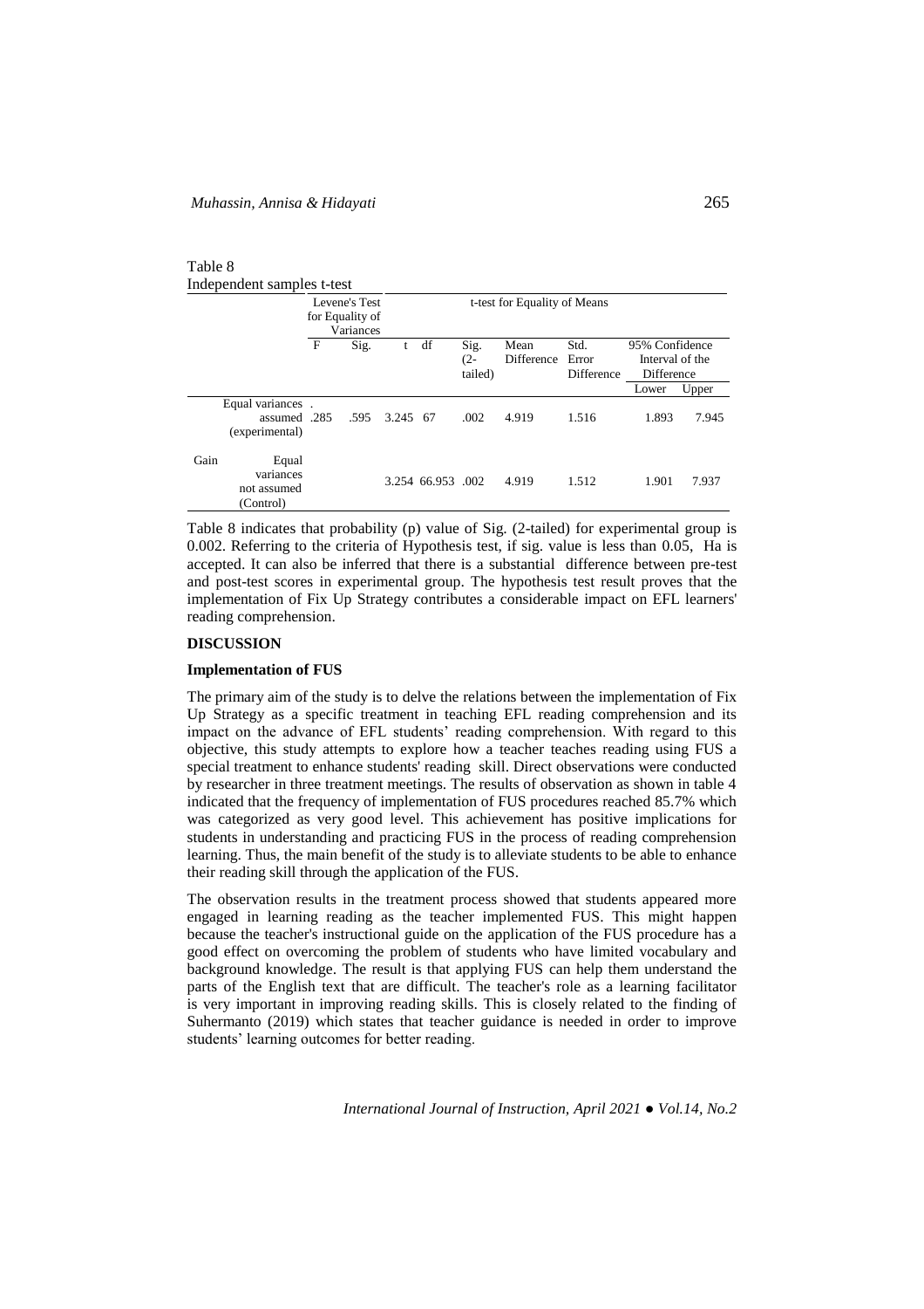Table 8
Independent samples t-test

| | | Levene's Test for Equality of Variances | | t-test for Equality of Means | | | | | | |
|---|---|---|---|---|---|---|---|---|---|---|
| | | F | Sig. | t | df | Sig. (2-tailed) | Mean Difference | Std. Error Difference | 95% Confidence Interval of the Difference | |
| | | | | | | | | | Lower | Upper |
| Gain | Equal variances assumed (experimental) | .285 | .595 | 3.245 | 67 | .002 | 4.919 | 1.516 | 1.893 | 7.945 |
| | Equal variances not assumed (Control) | | | 3.254 | 66.953 | .002 | 4.919 | 1.512 | 1.901 | 7.937 |

Table 8 indicates that probability (p) value of Sig. (2-tailed) for experimental group is 0.002. Referring to the criteria of Hypothesis test, if sig. value is less than 0.05, Ha is accepted. It can also be inferred that there is a substantial difference between pre-test and post-test scores in experimental group. The hypothesis test result proves that the implementation of Fix Up Strategy contributes a considerable impact on EFL learners' reading comprehension.

## DISCUSSION

### Implementation of FUS

The primary aim of the study is to delve the relations between the implementation of Fix Up Strategy as a specific treatment in teaching EFL reading comprehension and its impact on the advance of EFL students' reading comprehension. With regard to this objective, this study attempts to explore how a teacher teaches reading using FUS a special treatment to enhance students' reading skill. Direct observations were conducted by researcher in three treatment meetings. The results of observation as shown in table 4 indicated that the frequency of implementation of FUS procedures reached 85.7% which was categorized as very good level. This achievement has positive implications for students in understanding and practicing FUS in the process of reading comprehension learning. Thus, the main benefit of the study is to alleviate students to be able to enhance their reading skill through the application of the FUS.

The observation results in the treatment process showed that students appeared more engaged in learning reading as the teacher implemented FUS. This might happen because the teacher's instructional guide on the application of the FUS procedure has a good effect on overcoming the problem of students who have limited vocabulary and background knowledge. The result is that applying FUS can help them understand the parts of the English text that are difficult. The teacher's role as a learning facilitator is very important in improving reading skills. This is closely related to the finding of Suhermanto (2019) which states that teacher guidance is needed in order to improve students' learning outcomes for better reading.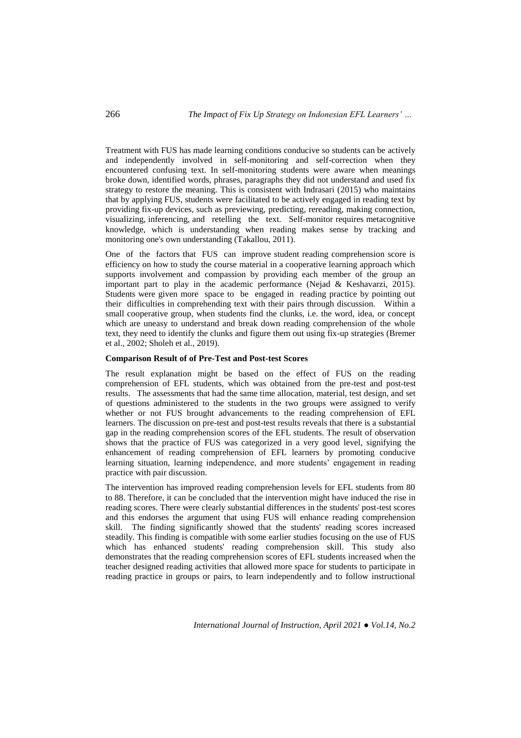Treatment with FUS has made learning conditions conducive so students can be actively and independently involved in self-monitoring and self-correction when they encountered confusing text. In self-monitoring students were aware when meanings broke down, identified words, phrases, paragraphs they did not understand and used fix strategy to restore the meaning. This is consistent with Indrasari (2015) who maintains that by applying FUS, students were facilitated to be actively engaged in reading text by providing fix-up devices, such as previewing, predicting, rereading, making connection, visualizing, inferencing, and retelling the text. Self-monitor requires metacognitive knowledge, which is understanding when reading makes sense by tracking and monitoring one's own understanding (Takallou, 2011).

One of the factors that FUS can improve student reading comprehension score is efficiency on how to study the course material in a cooperative learning approach which supports involvement and compassion by providing each member of the group an important part to play in the academic performance (Nejad & Keshavarzi, 2015). Students were given more space to be engaged in reading practice by pointing out their difficulties in comprehending text with their pairs through discussion. Within a small cooperative group, when students find the clunks, i.e. the word, idea, or concept which are uneasy to understand and break down reading comprehension of the whole text, they need to identify the clunks and figure them out using fix-up strategies (Bremer et al., 2002; Sholeh et al., 2019).

**Comparison Result of of Pre-Test and Post-test Scores**

The result explanation might be based on the effect of FUS on the reading comprehension of EFL students, which was obtained from the pre-test and post-test results. The assessments that had the same time allocation, material, test design, and set of questions administered to the students in the two groups were assigned to verify whether or not FUS brought advancements to the reading comprehension of EFL learners. The discussion on pre-test and post-test results reveals that there is a substantial gap in the reading comprehension scores of the EFL students. The result of observation shows that the practice of FUS was categorized in a very good level, signifying the enhancement of reading comprehension of EFL learners by promoting conducive learning situation, learning independence, and more students' engagement in reading practice with pair discussion.

The intervention has improved reading comprehension levels for EFL students from 80 to 88. Therefore, it can be concluded that the intervention might have induced the rise in reading scores. There were clearly substantial differences in the students' post-test scores and this endorses the argument that using FUS will enhance reading comprehension skill. The finding significantly showed that the students' reading scores increased steadily. This finding is compatible with some earlier studies focusing on the use of FUS which has enhanced students' reading comprehension skill. This study also demonstrates that the reading comprehension scores of EFL students increased when the teacher designed reading activities that allowed more space for students to participate in reading practice in groups or pairs, to learn independently and to follow instructional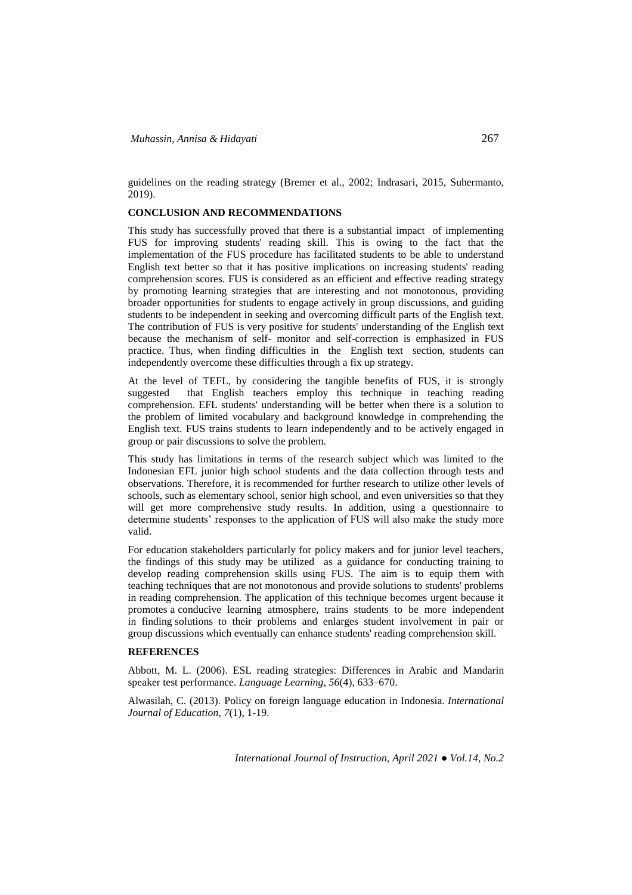guidelines on the reading strategy (Bremer et al., 2002; Indrasari, 2015, Suhermanto, 2019).

## CONCLUSION AND RECOMMENDATIONS

This study has successfully proved that there is a substantial impact of implementing FUS for improving students' reading skill. This is owing to the fact that the implementation of the FUS procedure has facilitated students to be able to understand English text better so that it has positive implications on increasing students' reading comprehension scores. FUS is considered as an efficient and effective reading strategy by promoting learning strategies that are interesting and not monotonous, providing broader opportunities for students to engage actively in group discussions, and guiding students to be independent in seeking and overcoming difficult parts of the English text. The contribution of FUS is very positive for students' understanding of the English text because the mechanism of self- monitor and self-correction is emphasized in FUS practice. Thus, when finding difficulties in the English text section, students can independently overcome these difficulties through a fix up strategy.

At the level of TEFL, by considering the tangible benefits of FUS, it is strongly suggested that English teachers employ this technique in teaching reading comprehension. EFL students' understanding will be better when there is a solution to the problem of limited vocabulary and background knowledge in comprehending the English text. FUS trains students to learn independently and to be actively engaged in group or pair discussions to solve the problem.

This study has limitations in terms of the research subject which was limited to the Indonesian EFL junior high school students and the data collection through tests and observations. Therefore, it is recommended for further research to utilize other levels of schools, such as elementary school, senior high school, and even universities so that they will get more comprehensive study results. In addition, using a questionnaire to determine students' responses to the application of FUS will also make the study more valid.

For education stakeholders particularly for policy makers and for junior level teachers, the findings of this study may be utilized as a guidance for conducting training to develop reading comprehension skills using FUS. The aim is to equip them with teaching techniques that are not monotonous and provide solutions to students' problems in reading comprehension. The application of this technique becomes urgent because it promotes a conducive learning atmosphere, trains students to be more independent in finding solutions to their problems and enlarges student involvement in pair or group discussions which eventually can enhance students' reading comprehension skill.

## REFERENCES

Abbott, M. L. (2006). ESL reading strategies: Differences in Arabic and Mandarin speaker test performance. *Language Learning, 56*(4), 633–670.

Alwasilah, C. (2013). Policy on foreign language education in Indonesia. *International Journal of Education, 7*(1), 1-19.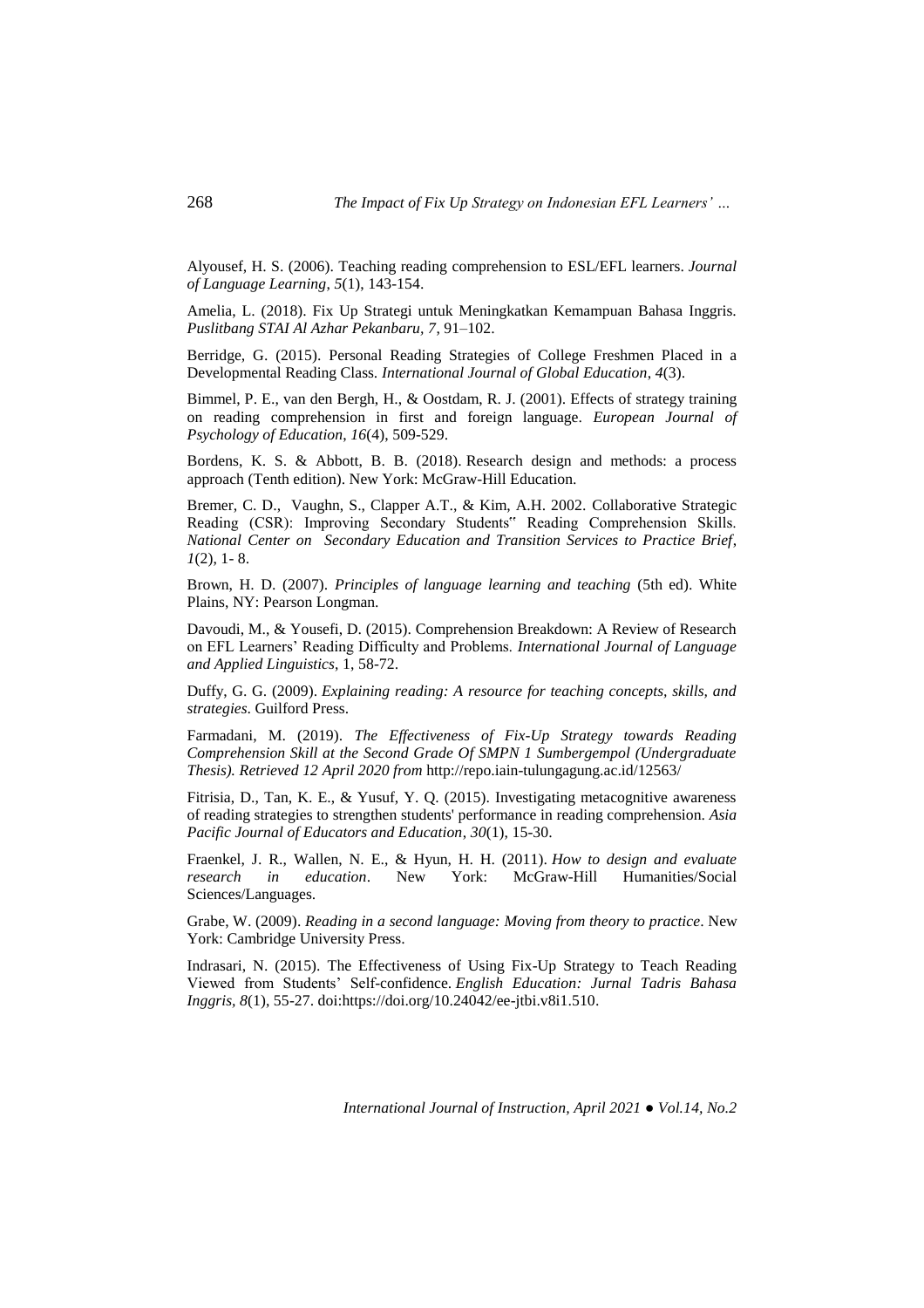Alyousef, H. S. (2006). Teaching reading comprehension to ESL/EFL learners. *Journal of Language Learning*, *5*(1), 143-154.

Amelia, L. (2018). Fix Up Strategi untuk Meningkatkan Kemampuan Bahasa Inggris. *Puslitbang STAI Al Azhar Pekanbaru*, *7*, 91–102.

Berridge, G. (2015). Personal Reading Strategies of College Freshmen Placed in a Developmental Reading Class. *International Journal of Global Education*, *4*(3).

Bimmel, P. E., van den Bergh, H., & Oostdam, R. J. (2001). Effects of strategy training on reading comprehension in first and foreign language. *European Journal of Psychology of Education*, *16*(4), 509-529.

Bordens, K. S. & Abbott, B. B. (2018). Research design and methods: a process approach (Tenth edition). New York: McGraw-Hill Education.

Bremer, C. D., Vaughn, S., Clapper A.T., & Kim, A.H. 2002. Collaborative Strategic Reading (CSR): Improving Secondary Students" Reading Comprehension Skills. *National Center on Secondary Education and Transition Services to Practice Brief*, *1*(2), 1- 8.

Brown, H. D. (2007). *Principles of language learning and teaching* (5th ed). White Plains, NY: Pearson Longman.

Davoudi, M., & Yousefi, D. (2015). Comprehension Breakdown: A Review of Research on EFL Learners' Reading Difficulty and Problems. *International Journal of Language and Applied Linguistics*, 1, 58-72.

Duffy, G. G. (2009). *Explaining reading: A resource for teaching concepts, skills, and strategies*. Guilford Press.

Farmadani, M. (2019). *The Effectiveness of Fix-Up Strategy towards Reading Comprehension Skill at the Second Grade Of SMPN 1 Sumbergempol (Undergraduate Thesis). Retrieved 12 April 2020 from* http://repo.iain-tulungagung.ac.id/12563/

Fitrisia, D., Tan, K. E., & Yusuf, Y. Q. (2015). Investigating metacognitive awareness of reading strategies to strengthen students' performance in reading comprehension. *Asia Pacific Journal of Educators and Education*, *30*(1), 15-30.

Fraenkel, J. R., Wallen, N. E., & Hyun, H. H. (2011). *How to design and evaluate research in education*. New York: McGraw-Hill Humanities/Social Sciences/Languages.

Grabe, W. (2009). *Reading in a second language: Moving from theory to practice*. New York: Cambridge University Press.

Indrasari, N. (2015). The Effectiveness of Using Fix-Up Strategy to Teach Reading Viewed from Students' Self-confidence. *English Education: Jurnal Tadris Bahasa Inggris*, *8*(1), 55-27. doi:https://doi.org/10.24042/ee-jtbi.v8i1.510.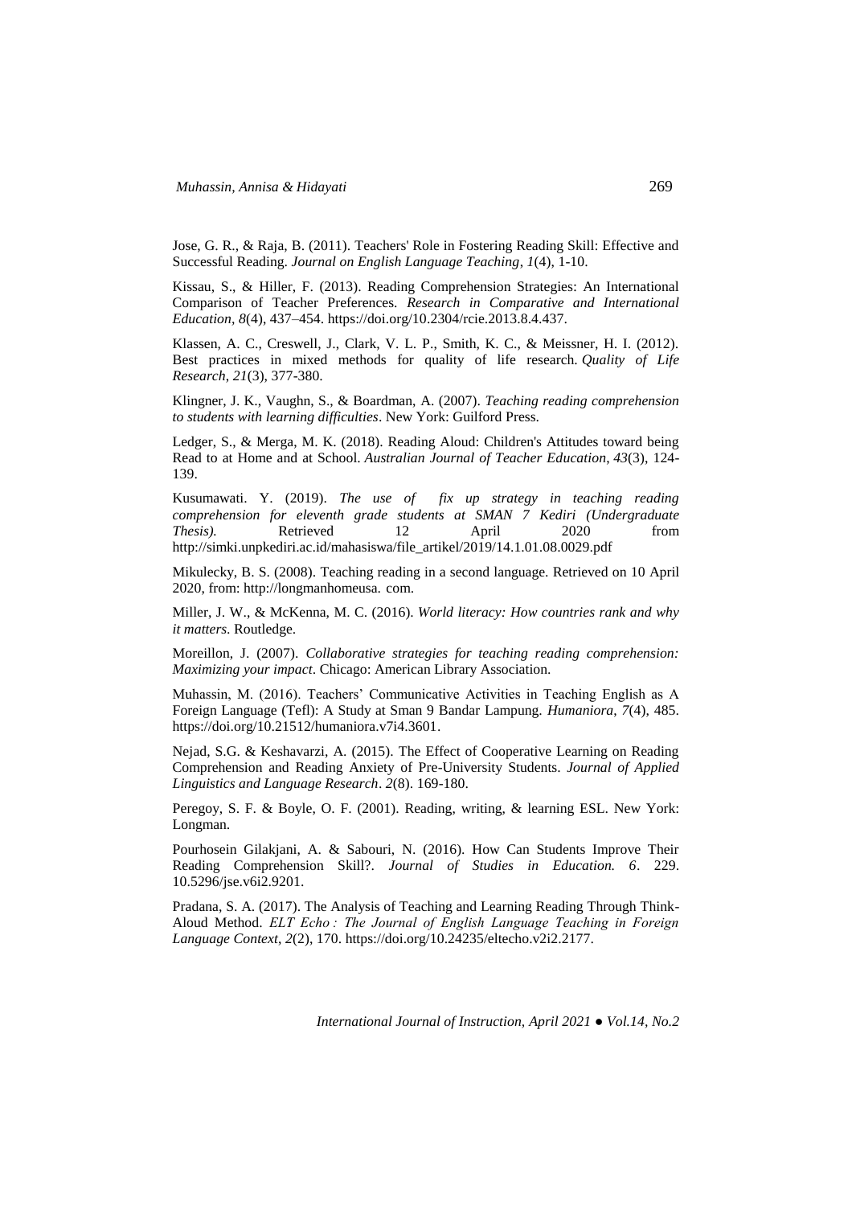Jose, G. R., & Raja, B. (2011). Teachers' Role in Fostering Reading Skill: Effective and Successful Reading. *Journal on English Language Teaching*, *1*(4), 1-10.

Kissau, S., & Hiller, F. (2013). Reading Comprehension Strategies: An International Comparison of Teacher Preferences. *Research in Comparative and International Education*, *8*(4), 437–454. https://doi.org/10.2304/rcie.2013.8.4.437.

Klassen, A. C., Creswell, J., Clark, V. L. P., Smith, K. C., & Meissner, H. I. (2012). Best practices in mixed methods for quality of life research. *Quality of Life Research*, *21*(3), 377-380.

Klingner, J. K., Vaughn, S., & Boardman, A. (2007). *Teaching reading comprehension to students with learning difficulties*. New York: Guilford Press.

Ledger, S., & Merga, M. K. (2018). Reading Aloud: Children's Attitudes toward being Read to at Home and at School. *Australian Journal of Teacher Education*, *43*(3), 124-139.

Kusumawati. Y. (2019). *The use of fix up strategy in teaching reading comprehension for eleventh grade students at SMAN 7 Kediri (Undergraduate Thesis).* Retrieved 12 April 2020 from http://simki.unpkediri.ac.id/mahasiswa/file_artikel/2019/14.1.01.08.0029.pdf

Mikulecky, B. S. (2008). Teaching reading in a second language. Retrieved on 10 April 2020, from: http://longmanhomeusa. com.

Miller, J. W., & McKenna, M. C. (2016). *World literacy: How countries rank and why it matters*. Routledge.

Moreillon, J. (2007). *Collaborative strategies for teaching reading comprehension: Maximizing your impact*. Chicago: American Library Association.

Muhassin, M. (2016). Teachers' Communicative Activities in Teaching English as A Foreign Language (Tefl): A Study at Sman 9 Bandar Lampung. *Humaniora*, *7*(4), 485. https://doi.org/10.21512/humaniora.v7i4.3601.

Nejad, S.G. & Keshavarzi, A. (2015). The Effect of Cooperative Learning on Reading Comprehension and Reading Anxiety of Pre-University Students. *Journal of Applied Linguistics and Language Research*. *2*(8). 169-180.

Peregoy, S. F. & Boyle, O. F. (2001). Reading, writing, & learning ESL. New York: Longman.

Pourhosein Gilakjani, A. & Sabouri, N. (2016). How Can Students Improve Their Reading Comprehension Skill?. *Journal of Studies in Education. 6*. 229. 10.5296/jse.v6i2.9201.

Pradana, S. A. (2017). The Analysis of Teaching and Learning Reading Through Think-Aloud Method. *ELT Echo : The Journal of English Language Teaching in Foreign Language Context*, *2*(2), 170. https://doi.org/10.24235/eltecho.v2i2.2177.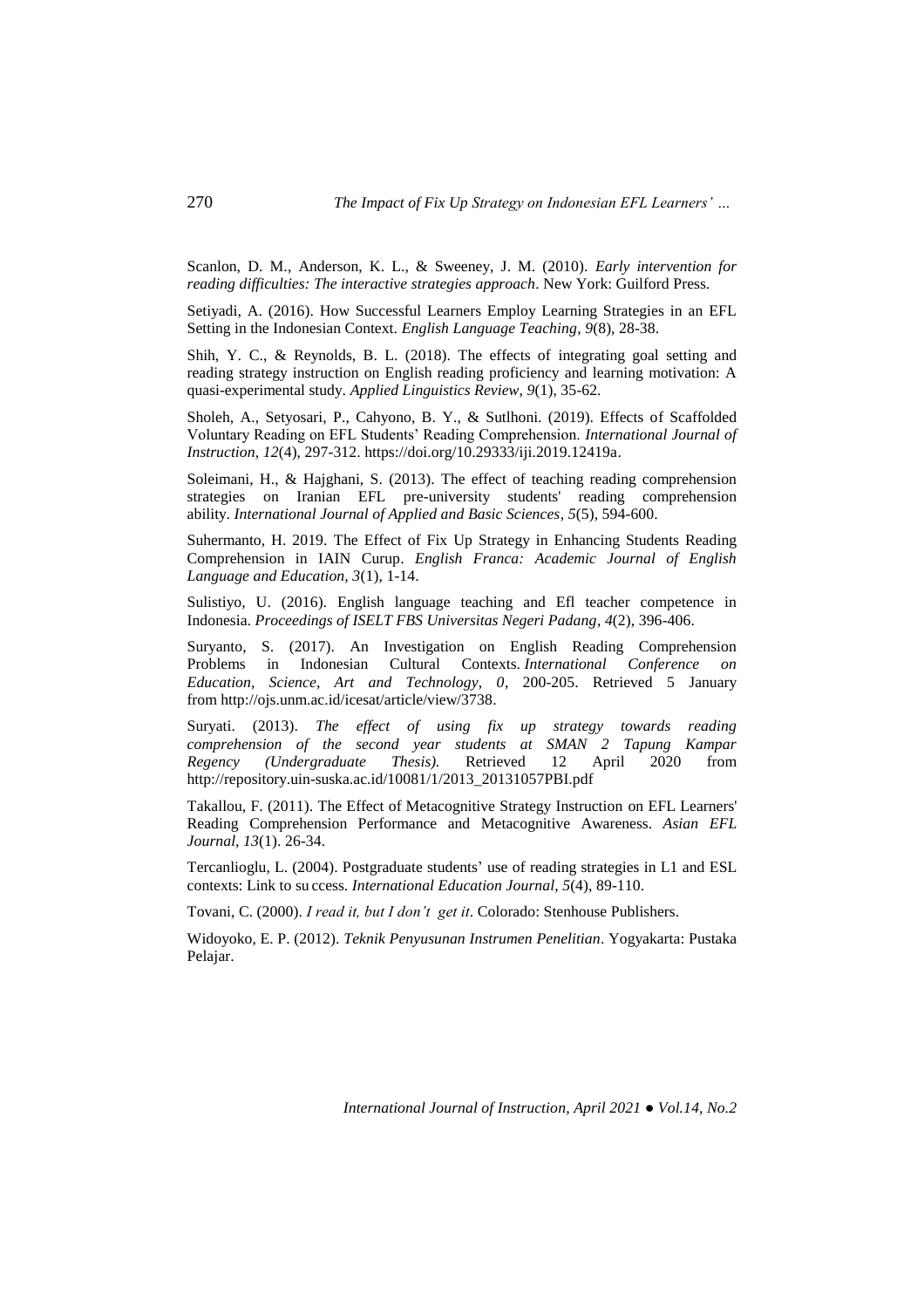Scanlon, D. M., Anderson, K. L., & Sweeney, J. M. (2010). *Early intervention for reading difficulties: The interactive strategies approach*. New York: Guilford Press.

Setiyadi, A. (2016). How Successful Learners Employ Learning Strategies in an EFL Setting in the Indonesian Context. *English Language Teaching*, *9*(8), 28-38.

Shih, Y. C., & Reynolds, B. L. (2018). The effects of integrating goal setting and reading strategy instruction on English reading proficiency and learning motivation: A quasi-experimental study. *Applied Linguistics Review*, *9*(1), 35-62.

Sholeh, A., Setyosari, P., Cahyono, B. Y., & Sutlhoni. (2019). Effects of Scaffolded Voluntary Reading on EFL Students' Reading Comprehension. *International Journal of Instruction*, *12*(4), 297-312. https://doi.org/10.29333/iji.2019.12419a.

Soleimani, H., & Hajghani, S. (2013). The effect of teaching reading comprehension strategies on Iranian EFL pre-university students' reading comprehension ability. *International Journal of Applied and Basic Sciences*, *5*(5), 594-600.

Suhermanto, H. 2019. The Effect of Fix Up Strategy in Enhancing Students Reading Comprehension in IAIN Curup. *English Franca: Academic Journal of English Language and Education, 3*(1), 1-14.

Sulistiyo, U. (2016). English language teaching and Efl teacher competence in Indonesia. *Proceedings of ISELT FBS Universitas Negeri Padang*, *4*(2), 396-406.

Suryanto, S. (2017). An Investigation on English Reading Comprehension Problems in Indonesian Cultural Contexts. *International Conference on Education, Science, Art and Technology, 0*, 200-205. Retrieved 5 January from http://ojs.unm.ac.id/icesat/article/view/3738.

Suryati. (2013). *The effect of using fix up strategy towards reading comprehension of the second year students at SMAN 2 Tapung Kampar Regency (Undergraduate Thesis).* Retrieved 12 April 2020 from http://repository.uin-suska.ac.id/10081/1/2013_20131057PBI.pdf

Takallou, F. (2011). The Effect of Metacognitive Strategy Instruction on EFL Learners' Reading Comprehension Performance and Metacognitive Awareness. *Asian EFL Journal, 13*(1). 26-34.

Tercanlioglu, L. (2004). Postgraduate students' use of reading strategies in L1 and ESL contexts: Link to su ccess. *International Education Journal*, *5*(4), 89-110.

Tovani, C. (2000). *I read it, but I don't get it*. Colorado: Stenhouse Publishers.

Widoyoko, E. P. (2012). *Teknik Penyusunan Instrumen Penelitian*. Yogyakarta: Pustaka Pelajar.